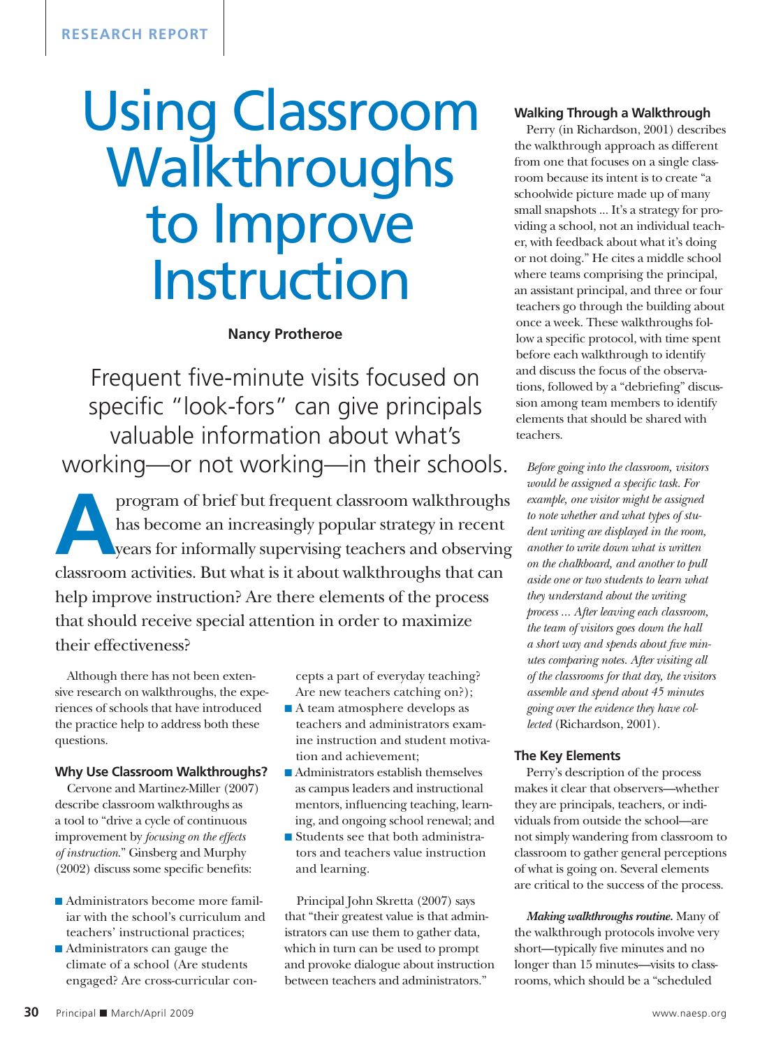RESEARCH REPORT

# Using Classroom Walkthroughs to Improve Instruction

**Nancy Protheroe**

Frequent five-minute visits focused on specific "look-fors" can give principals valuable information about what's working—or not working—in their schools.

A program of brief but frequent classroom walkthroughs has become an increasingly popular strategy in recent years for informally supervising teachers and observing classroom activities. But what is it about walkthroughs that can help improve instruction? Are there elements of the process that should receive special attention in order to maximize their effectiveness?

Although there has not been extensive research on walkthroughs, the experiences of schools that have introduced the practice help to address both these questions.

### Why Use Classroom Walkthroughs?

Cervone and Martinez-Miller (2007) describe classroom walkthroughs as a tool to "drive a cycle of continuous improvement by *focusing on the effects of instruction*." Ginsberg and Murphy (2002) discuss some specific benefits:

- Administrators become more familiar with the school's curriculum and teachers' instructional practices;
- Administrators can gauge the climate of a school (Are students engaged? Are cross-curricular concepts a part of everyday teaching? Are new teachers catching on?);
- A team atmosphere develops as teachers and administrators examine instruction and student motivation and achievement;
- Administrators establish themselves as campus leaders and instructional mentors, influencing teaching, learning, and ongoing school renewal; and
- Students see that both administrators and teachers value instruction and learning.

Principal John Skretta (2007) says that "their greatest value is that administrators can use them to gather data, which in turn can be used to prompt and provoke dialogue about instruction between teachers and administrators."

### Walking Through a Walkthrough

Perry (in Richardson, 2001) describes the walkthrough approach as different from one that focuses on a single classroom because its intent is to create "a schoolwide picture made up of many small snapshots ... It's a strategy for providing a school, not an individual teacher, with feedback about what it's doing or not doing." He cites a middle school where teams comprising the principal, an assistant principal, and three or four teachers go through the building about once a week. These walkthroughs follow a specific protocol, with time spent before each walkthrough to identify and discuss the focus of the observations, followed by a "debriefing" discussion among team members to identify elements that should be shared with teachers.

> *Before going into the classroom, visitors would be assigned a specific task. For example, one visitor might be assigned to note whether and what types of student writing are displayed in the room, another to write down what is written on the chalkboard, and another to pull aside one or two students to learn what they understand about the writing process ... After leaving each classroom, the team of visitors goes down the hall a short way and spends about five minutes comparing notes. After visiting all of the classrooms for that day, the visitors assemble and spend about 45 minutes going over the evidence they have collected* (Richardson, 2001).

### The Key Elements

Perry's description of the process makes it clear that observers—whether they are principals, teachers, or individuals from outside the school—are not simply wandering from classroom to classroom to gather general perceptions of what is going on. Several elements are critical to the success of the process.

***Making walkthroughs routine.*** Many of the walkthrough protocols involve very short—typically five minutes and no longer than 15 minutes—visits to classrooms, which should be a "scheduled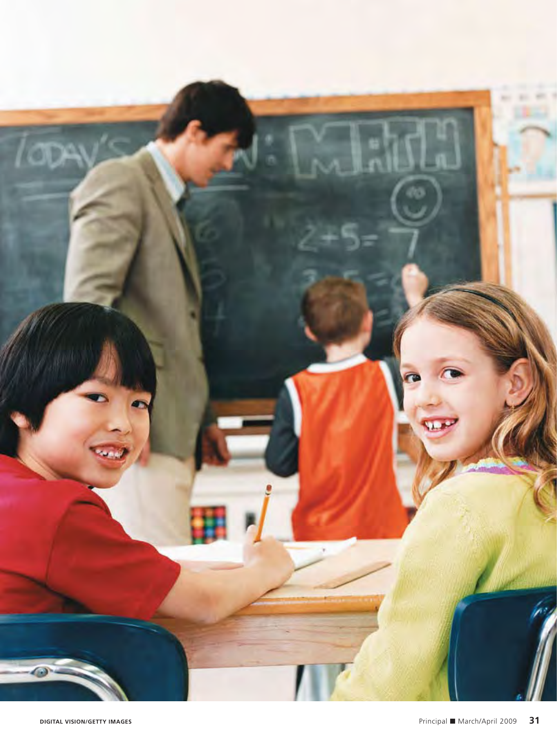DIGITAL VISION/GETTY IMAGES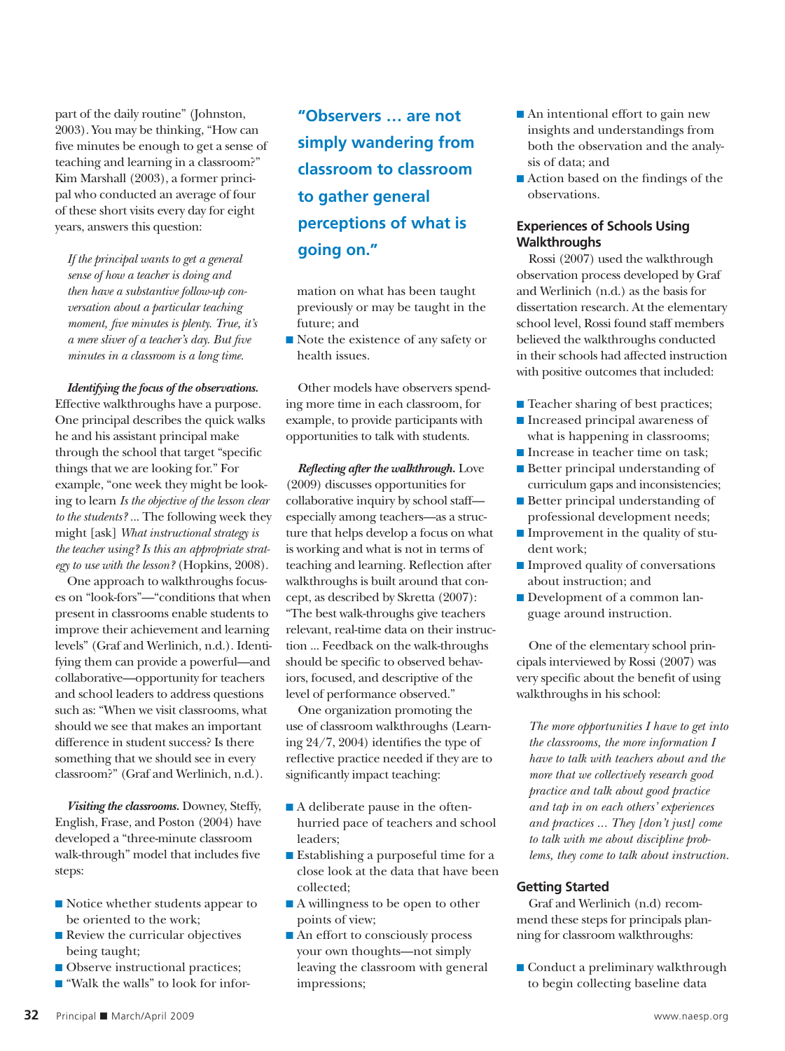part of the daily routine" (Johnston, 2003). You may be thinking, "How can five minutes be enough to get a sense of teaching and learning in a classroom?" Kim Marshall (2003), a former principal who conducted an average of four of these short visits every day for eight years, answers this question:

> *If the principal wants to get a general sense of how a teacher is doing and then have a substantive follow-up conversation about a particular teaching moment, five minutes is plenty. True, it's a mere sliver of a teacher's day. But five minutes in a classroom is a long time.*

***Identifying the focus of the observations.*** Effective walkthroughs have a purpose. One principal describes the quick walks he and his assistant principal make through the school that target "specific things that we are looking for." For example, "one week they might be looking to learn *Is the objective of the lesson clear to the students?* ... The following week they might [ask] *What instructional strategy is the teacher using? Is this an appropriate strategy to use with the lesson?* (Hopkins, 2008).

One approach to walkthroughs focuses on "look-fors"—"conditions that when present in classrooms enable students to improve their achievement and learning levels" (Graf and Werlinich, n.d.). Identifying them can provide a powerful—and collaborative—opportunity for teachers and school leaders to address questions such as: "When we visit classrooms, what should we see that makes an important difference in student success? Is there something that we should see in every classroom?" (Graf and Werlinich, n.d.).

***Visiting the classrooms.*** Downey, Steffy, English, Frase, and Poston (2004) have developed a "three-minute classroom walk-through" model that includes five steps:

- Notice whether students appear to be oriented to the work;
- Review the curricular objectives being taught;
- Observe instructional practices;
- "Walk the walls" to look for information on what has been taught previously or may be taught in the future; and
- Note the existence of any safety or health issues.

**"Observers ... are not simply wandering from classroom to classroom to gather general perceptions of what is going on."**

Other models have observers spending more time in each classroom, for example, to provide participants with opportunities to talk with students.

***Reflecting after the walkthrough.*** Love (2009) discusses opportunities for collaborative inquiry by school staff—especially among teachers—as a structure that helps develop a focus on what is working and what is not in terms of teaching and learning. Reflection after walkthroughs is built around that concept, as described by Skretta (2007): "The best walk-throughs give teachers relevant, real-time data on their instruction ... Feedback on the walk-throughs should be specific to observed behaviors, focused, and descriptive of the level of performance observed."

One organization promoting the use of classroom walkthroughs (Learning 24/7, 2004) identifies the type of reflective practice needed if they are to significantly impact teaching:

- A deliberate pause in the often-hurried pace of teachers and school leaders;
- Establishing a purposeful time for a close look at the data that have been collected;
- A willingness to be open to other points of view;
- An effort to consciously process your own thoughts—not simply leaving the classroom with general impressions;
- An intentional effort to gain new insights and understandings from both the observation and the analysis of data; and
- Action based on the findings of the observations.

### Experiences of Schools Using Walkthroughs

Rossi (2007) used the walkthrough observation process developed by Graf and Werlinich (n.d.) as the basis for dissertation research. At the elementary school level, Rossi found staff members believed the walkthroughs conducted in their schools had affected instruction with positive outcomes that included:

- Teacher sharing of best practices;
- Increased principal awareness of what is happening in classrooms;
- Increase in teacher time on task;
- Better principal understanding of curriculum gaps and inconsistencies;
- Better principal understanding of professional development needs;
- Improvement in the quality of student work;
- Improved quality of conversations about instruction; and
- Development of a common language around instruction.

One of the elementary school principals interviewed by Rossi (2007) was very specific about the benefit of using walkthroughs in his school:

> *The more opportunities I have to get into the classrooms, the more information I have to talk with teachers about and the more that we collectively research good practice and talk about good practice and tap in on each others' experiences and practices ... They [don't just] come to talk with me about discipline problems, they come to talk about instruction.*

### Getting Started

Graf and Werlinich (n.d) recommend these steps for principals planning for classroom walkthroughs:

- Conduct a preliminary walkthrough to begin collecting baseline data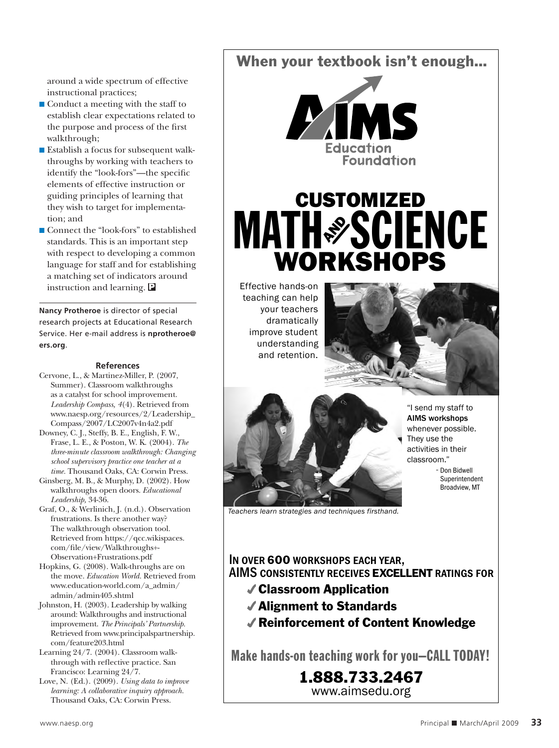around a wide spectrum of effective instructional practices;

- Conduct a meeting with the staff to establish clear expectations related to the purpose and process of the first walkthrough;
- Establish a focus for subsequent walkthroughs by working with teachers to identify the "look-fors"—the specific elements of effective instruction or guiding principles of learning that they wish to target for implementation; and
- Connect the "look-fors" to established standards. This is an important step with respect to developing a common language for staff and for establishing a matching set of indicators around instruction and learning.

**Nancy Protheroe** is director of special research projects at Educational Research Service. Her e-mail address is **nprotheroe@ers.org**.

### References

Cervone, L., & Martinez-Miller, P. (2007, Summer). Classroom walkthroughs as a catalyst for school improvement. *Leadership Compass, 4*(4). Retrieved from www.naesp.org/resources/2/Leadership_Compass/2007/LC2007v4n4a2.pdf

Downey, C. J., Steffy, B. E., English, F. W., Frase, L. E., & Poston, W. K. (2004). *The three-minute classroom walkthrough: Changing school supervisory practice one teacher at a time.* Thousand Oaks, CA: Corwin Press.

Ginsberg, M. B., & Murphy, D. (2002). How walkthroughs open doors. *Educational Leadership,* 34-36.

Graf, O., & Werlinich, J. (n.d.). Observation frustrations. Is there another way? The walkthrough observation tool. Retrieved from https://qcc.wikispaces.com/file/view/Walkthroughs+-Observation+Frustrations.pdf

Hopkins, G. (2008). Walk-throughs are on the move. *Education World.* Retrieved from www.education-world.com/a_admin/admin/admin405.shtml

Johnston, H. (2003). Leadership by walking around: Walkthroughs and instructional improvement. *The Principals' Partnership.* Retrieved from www.principalspartnership.com/feature203.html

Learning 24/7. (2004). Classroom walkthrough with reflective practice. San Francisco: Learning 24/7.

Love, N. (Ed.). (2009). *Using data to improve learning: A collaborative inquiry approach.* Thousand Oaks, CA: Corwin Press.

## When your textbook isn't enough...

AIMS Education Foundation

# CUSTOMIZED MATH AND SCIENCE WORKSHOPS

Effective hands-on teaching can help your teachers dramatically improve student understanding and retention.

"I send my staff to **AIMS workshops** whenever possible. They use the activities in their classroom."
- Don Bidwell, Superintendent, Broadview, MT

*Teachers learn strategies and techniques firsthand.*

**IN OVER 600 WORKSHOPS EACH YEAR, AIMS CONSISTENTLY RECEIVES EXCELLENT RATINGS FOR**

- ✓ **Classroom Application**
- ✓ **Alignment to Standards**
- ✓ **Reinforcement of Content Knowledge**

**Make hands-on teaching work for you—CALL TODAY!**

**1.888.733.2467**
www.aimsedu.org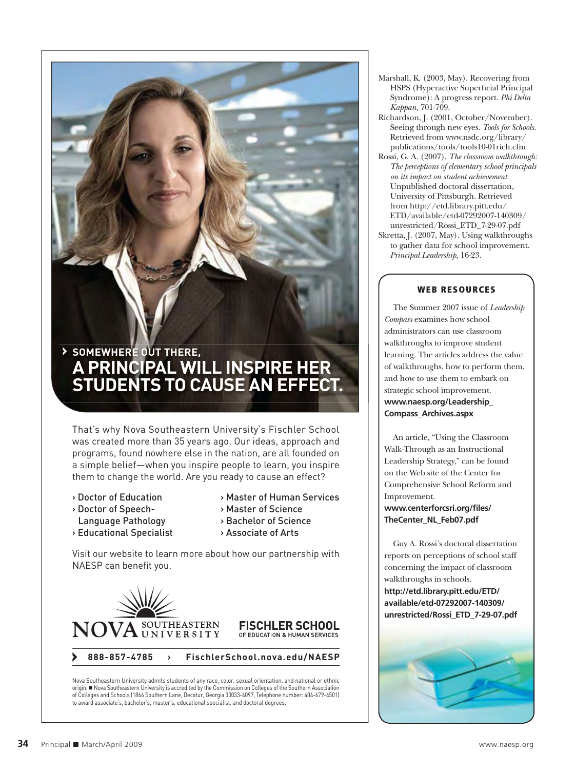› SOMEWHERE OUT THERE,

## A PRINCIPAL WILL INSPIRE HER STUDENTS TO CAUSE AN EFFECT.

That's why Nova Southeastern University's Fischler School was created more than 35 years ago. Our ideas, approach and programs, found nowhere else in the nation, are all founded on a simple belief—when you inspire people to learn, you inspire them to change the world. Are you ready to cause an effect?

- › Doctor of Education
- › Doctor of Speech-Language Pathology
- › Educational Specialist
- › Master of Human Services
- › Master of Science
- › Bachelor of Science
- › Associate of Arts

Visit our website to learn more about how our partnership with NAESP can benefit you.

NOVA SOUTHEASTERN UNIVERSITY

FISCHLER SCHOOL OF EDUCATION & HUMAN SERVICES

› 888-857-4785 › FischlerSchool.nova.edu/NAESP

Nova Southeastern University admits students of any race, color, sexual orientation, and national or ethnic origin. ■ Nova Southeastern University is accredited by the Commission on Colleges of the Southern Association of Colleges and Schools (1866 Southern Lane, Decatur, Georgia 30033-4097, Telephone number: 404-679-4501) to award associate's, bachelor's, master's, educational specialist, and doctoral degrees.

Marshall, K. (2003, May). Recovering from HSPS (Hyperactive Superficial Principal Syndrome): A progress report. *Phi Delta Kappan,* 701-709.

Richardson, J. (2001, October/November). Seeing through new eyes. *Tools for Schools.* Retrieved from www.nsdc.org/library/publications/tools/tools10-01rich.cfm

Rossi, G. A. (2007). *The classroom walkthrough: The perceptions of elementary school principals on its impact on student achievement.* Unpublished doctoral dissertation, University of Pittsburgh. Retrieved from http://etd.library.pitt.edu/ETD/available/etd-07292007-140309/unrestricted/Rossi_ETD_7-29-07.pdf

Skretta, J. (2007, May). Using walkthroughs to gather data for school improvement. *Principal Leadership,* 16-23.

### WEB RESOURCES

The Summer 2007 issue of *Leadership Compass* examines how school administrators can use classroom walkthroughs to improve student learning. The articles address the value of walkthroughs, how to perform them, and how to use them to embark on strategic school improvement.
**www.naesp.org/Leadership_Compass_Archives.aspx**

An article, "Using the Classroom Walk-Through as an Instructional Leadership Strategy," can be found on the Web site of the Center for Comprehensive School Reform and Improvement.
**www.centerforcsri.org/files/TheCenter_NL_Feb07.pdf**

Guy A. Rossi's doctoral dissertation reports on perceptions of school staff concerning the impact of classroom walkthroughs in schools.
**http://etd.library.pitt.edu/ETD/available/etd-07292007-140309/unrestricted/Rossi_ETD_7-29-07.pdf**